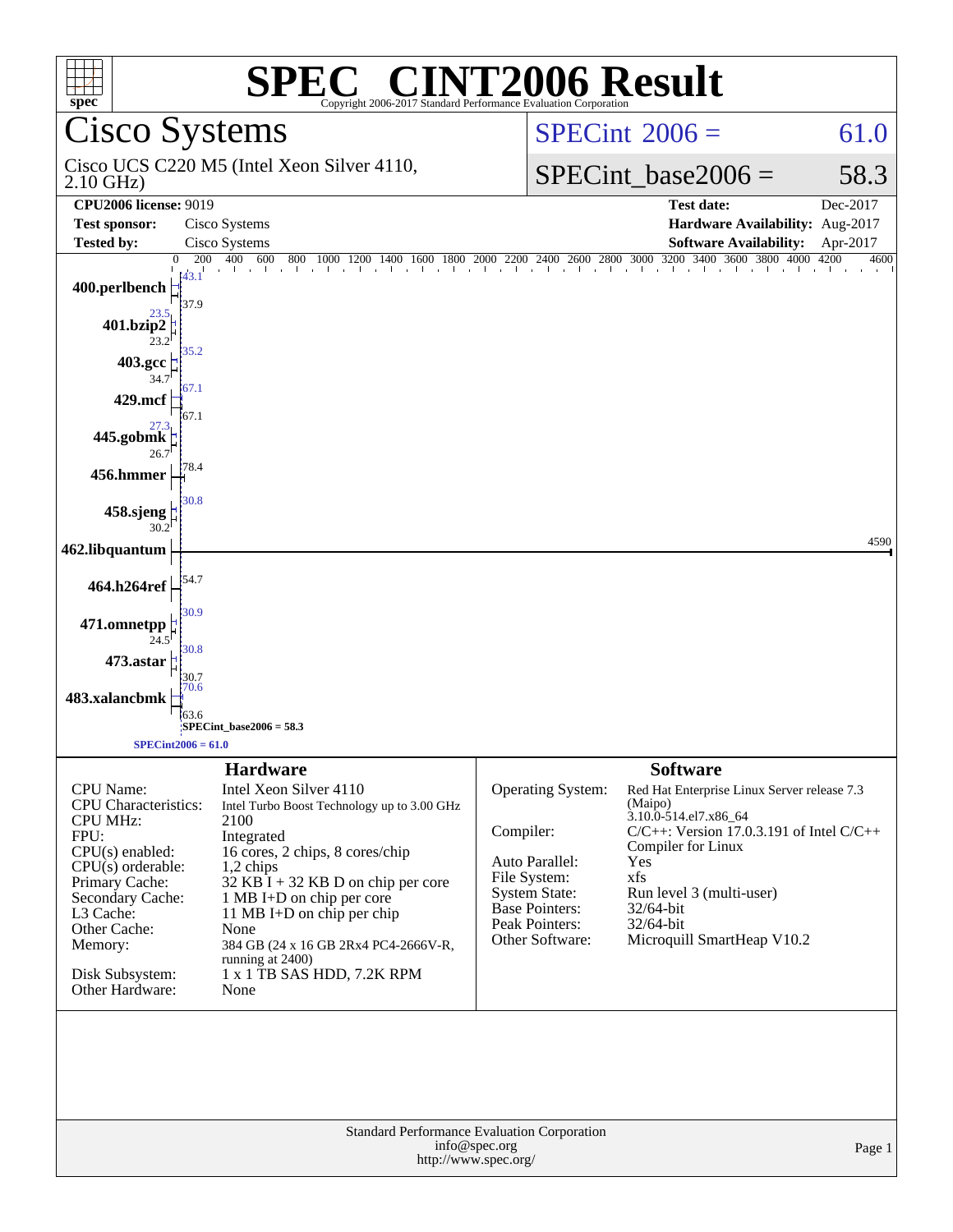# SPEC CINT2006 Result

Copyright 2006-2017 Standard Performance Evaluation Corporation

## Cisco Systems

Cisco UCS C220 M5 (Intel Xeon Silver 4110, 2.10 GHz)

**SPECint 2006 = 61.0**

**SPECint_base2006 = 58.3**

| | | | |
|---|---|---|---|
| **CPU2006 license:** 9019 | | **Test date:** | Dec-2017 |
| **Test sponsor:** | Cisco Systems | **Hardware Availability:** | Aug-2017 |
| **Tested by:** | Cisco Systems | **Software Availability:** | Apr-2017 |

| Benchmark | Peak | Base |
|---|---|---|
| 400.perlbench | 43.1 | 37.9 |
| 401.bzip2 | 23.5 | 23.2 |
| 403.gcc | 35.2 | 34.7 |
| 429.mcf | 67.1 | 67.1 |
| 445.gobmk | 27.3 | 26.7 |
| 456.hmmer | 78.4 | 78.4 |
| 458.sjeng | 30.8 | 30.2 |
| 462.libquantum | 4590 | 4590 |
| 464.h264ref | 54.7 | 54.7 |
| 471.omnetpp | 30.9 | 24.5 |
| 473.astar | 30.8 | 30.7 |
| 483.xalancbmk | 70.6 | 63.6 |

SPECint_base2006 = 58.3

SPECint2006 = 61.0

### Hardware

| | |
|---|---|
| CPU Name: | Intel Xeon Silver 4110 |
| CPU Characteristics: | Intel Turbo Boost Technology up to 3.00 GHz |
| CPU MHz: | 2100 |
| FPU: | Integrated |
| CPU(s) enabled: | 16 cores, 2 chips, 8 cores/chip |
| CPU(s) orderable: | 1,2 chips |
| Primary Cache: | 32 KB I + 32 KB D on chip per core |
| Secondary Cache: | 1 MB I+D on chip per core |
| L3 Cache: | 11 MB I+D on chip per chip |
| Other Cache: | None |
| Memory: | 384 GB (24 x 16 GB 2Rx4 PC4-2666V-R, running at 2400) |
| Disk Subsystem: | 1 x 1 TB SAS HDD, 7.2K RPM |
| Other Hardware: | None |

### Software

| | |
|---|---|
| Operating System: | Red Hat Enterprise Linux Server release 7.3 (Maipo) 3.10.0-514.el7.x86_64 |
| Compiler: | C/C++: Version 17.0.3.191 of Intel C/C++ Compiler for Linux |
| Auto Parallel: | Yes |
| File System: | xfs |
| System State: | Run level 3 (multi-user) |
| Base Pointers: | 32/64-bit |
| Peak Pointers: | 32/64-bit |
| Other Software: | Microquill SmartHeap V10.2 |

Standard Performance Evaluation Corporation
info@spec.org
http://www.spec.org/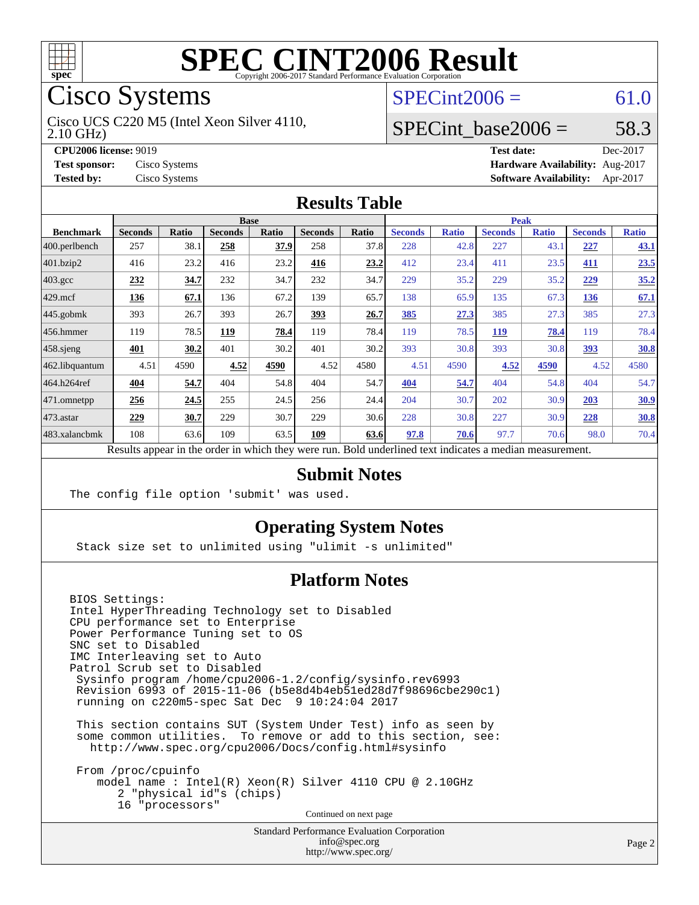# SPEC CINT2006 Result

Copyright 2006-2017 Standard Performance Evaluation Corporation

## Cisco Systems

Cisco UCS C220 M5 (Intel Xeon Silver 4110, 2.10 GHz)

SPECint2006 = 61.0

SPECint_base2006 = 58.3

**CPU2006 license:** 9019

**Test sponsor:** Cisco Systems

**Tested by:** Cisco Systems

**Test date:** Dec-2017

**Hardware Availability:** Aug-2017

**Software Availability:** Apr-2017

## Results Table

| Benchmark | Base | | | | | | Peak | | | | | |
|---|---|---|---|---|---|---|---|---|---|---|---|---|
| | Seconds | Ratio | Seconds | Ratio | Seconds | Ratio | Seconds | Ratio | Seconds | Ratio | Seconds | Ratio |
| 400.perlbench | 257 | 38.1 | **258** | **37.9** | 258 | 37.8 | 228 | 42.8 | 227 | 43.1 | **227** | **43.1** |
| 401.bzip2 | 416 | 23.2 | 416 | 23.2 | **416** | **23.2** | 412 | 23.4 | 411 | 23.5 | **411** | **23.5** |
| 403.gcc | **232** | **34.7** | 232 | 34.7 | 232 | 34.7 | 229 | 35.2 | 229 | 35.2 | **229** | **35.2** |
| 429.mcf | **136** | **67.1** | 136 | 67.2 | 139 | 65.7 | 138 | 65.9 | 135 | 67.3 | **136** | **67.1** |
| 445.gobmk | 393 | 26.7 | 393 | 26.7 | **393** | **26.7** | **385** | **27.3** | 385 | 27.3 | 385 | 27.3 |
| 456.hmmer | 119 | 78.5 | **119** | **78.4** | 119 | 78.4 | 119 | 78.5 | **119** | **78.4** | 119 | 78.4 |
| 458.sjeng | **401** | **30.2** | 401 | 30.2 | 401 | 30.2 | 393 | 30.8 | 393 | 30.8 | **393** | **30.8** |
| 462.libquantum | 4.51 | 4590 | **4.52** | **4590** | 4.52 | 4580 | 4.51 | 4590 | **4.52** | **4590** | 4.52 | 4580 |
| 464.h264ref | **404** | **54.7** | 404 | 54.8 | 404 | 54.7 | **404** | **54.7** | 404 | 54.8 | 404 | 54.7 |
| 471.omnetpp | **256** | **24.5** | 255 | 24.5 | 256 | 24.4 | 204 | 30.7 | 202 | 30.9 | **203** | **30.9** |
| 473.astar | **229** | **30.7** | 229 | 30.7 | 229 | 30.6 | 228 | 30.8 | 227 | 30.9 | **228** | **30.8** |
| 483.xalancbmk | 108 | 63.6 | 109 | 63.5 | **109** | **63.6** | **97.8** | **70.6** | 97.7 | 70.6 | 98.0 | 70.4 |

Results appear in the order in which they were run. Bold underlined text indicates a median measurement.

## Submit Notes

```
The config file option 'submit' was used.
```

## Operating System Notes

```
Stack size set to unlimited using "ulimit -s unlimited"
```

## Platform Notes

```
BIOS Settings:
Intel HyperThreading Technology set to Disabled
CPU performance set to Enterprise
Power Performance Tuning set to OS
SNC set to Disabled
IMC Interleaving set to Auto
Patrol Scrub set to Disabled
 Sysinfo program /home/cpu2006-1.2/config/sysinfo.rev6993
 Revision 6993 of 2015-11-06 (b5e8d4b4eb51ed28d7f98696cbe290c1)
 running on c220m5-spec Sat Dec  9 10:24:04 2017

 This section contains SUT (System Under Test) info as seen by
 some common utilities.  To remove or add to this section, see:
   http://www.spec.org/cpu2006/Docs/config.html#sysinfo

 From /proc/cpuinfo
    model name : Intel(R) Xeon(R) Silver 4110 CPU @ 2.10GHz
       2 "physical id"s (chips)
       16 "processors"
```

Continued on next page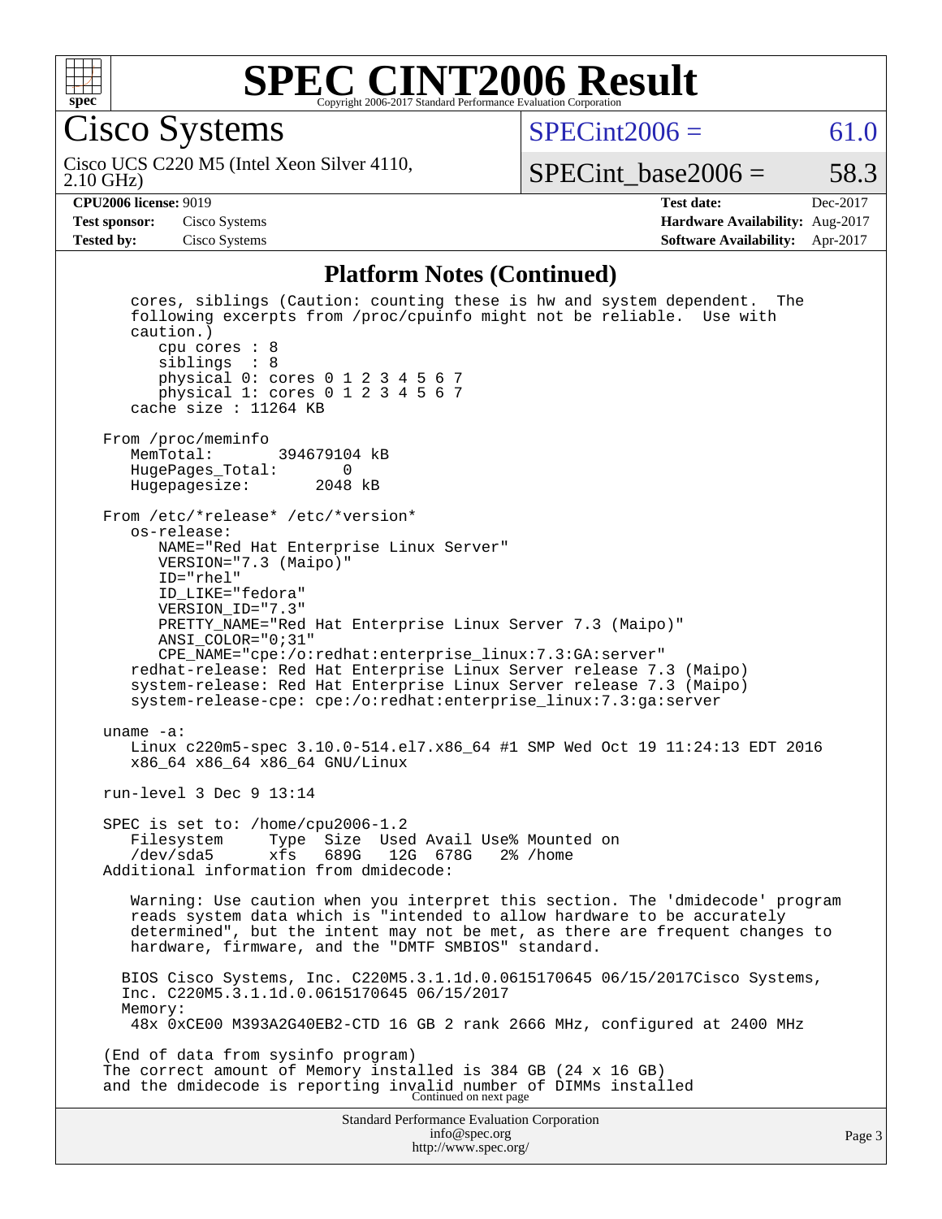# SPEC CINT2006 Result

Copyright 2006-2017 Standard Performance Evaluation Corporation

## Cisco Systems

Cisco UCS C220 M5 (Intel Xeon Silver 4110, 2.10 GHz)

SPECint2006 = 61.0

SPECint_base2006 = 58.3

**CPU2006 license:** 9019
**Test sponsor:** Cisco Systems
**Tested by:** Cisco Systems

**Test date:** Dec-2017
**Hardware Availability:** Aug-2017
**Software Availability:** Apr-2017

### Platform Notes (Continued)

```
    cores, siblings (Caution: counting these is hw and system dependent.  The
    following excerpts from /proc/cpuinfo might not be reliable.  Use with
    caution.)
       cpu cores : 8
       siblings  : 8
       physical 0: cores 0 1 2 3 4 5 6 7
       physical 1: cores 0 1 2 3 4 5 6 7
    cache size : 11264 KB

 From /proc/meminfo
    MemTotal:       394679104 kB
    HugePages_Total:       0
    Hugepagesize:       2048 kB

 From /etc/*release* /etc/*version*
    os-release:
       NAME="Red Hat Enterprise Linux Server"
       VERSION="7.3 (Maipo)"
       ID="rhel"
       ID_LIKE="fedora"
       VERSION_ID="7.3"
       PRETTY_NAME="Red Hat Enterprise Linux Server 7.3 (Maipo)"
       ANSI_COLOR="0;31"
       CPE_NAME="cpe:/o:redhat:enterprise_linux:7.3:GA:server"
    redhat-release: Red Hat Enterprise Linux Server release 7.3 (Maipo)
    system-release: Red Hat Enterprise Linux Server release 7.3 (Maipo)
    system-release-cpe: cpe:/o:redhat:enterprise_linux:7.3:ga:server

 uname -a:
    Linux c220m5-spec 3.10.0-514.el7.x86_64 #1 SMP Wed Oct 19 11:24:13 EDT 2016
    x86_64 x86_64 x86_64 GNU/Linux

 run-level 3 Dec 9 13:14

 SPEC is set to: /home/cpu2006-1.2
    Filesystem     Type  Size  Used Avail Use% Mounted on
    /dev/sda5      xfs   689G   12G  678G   2% /home
 Additional information from dmidecode:

    Warning: Use caution when you interpret this section. The 'dmidecode' program
    reads system data which is "intended to allow hardware to be accurately
    determined", but the intent may not be met, as there are frequent changes to
    hardware, firmware, and the "DMTF SMBIOS" standard.

   BIOS Cisco Systems, Inc. C220M5.3.1.1d.0.0615170645 06/15/2017Cisco Systems,
   Inc. C220M5.3.1.1d.0.0615170645 06/15/2017
   Memory:
    48x 0xCE00 M393A2G40EB2-CTD 16 GB 2 rank 2666 MHz, configured at 2400 MHz

 (End of data from sysinfo program)
 The correct amount of Memory installed is 384 GB (24 x 16 GB)
 and the dmidecode is reporting invalid number of DIMMs installed
```

Continued on next page

Standard Performance Evaluation Corporation
info@spec.org
http://www.spec.org/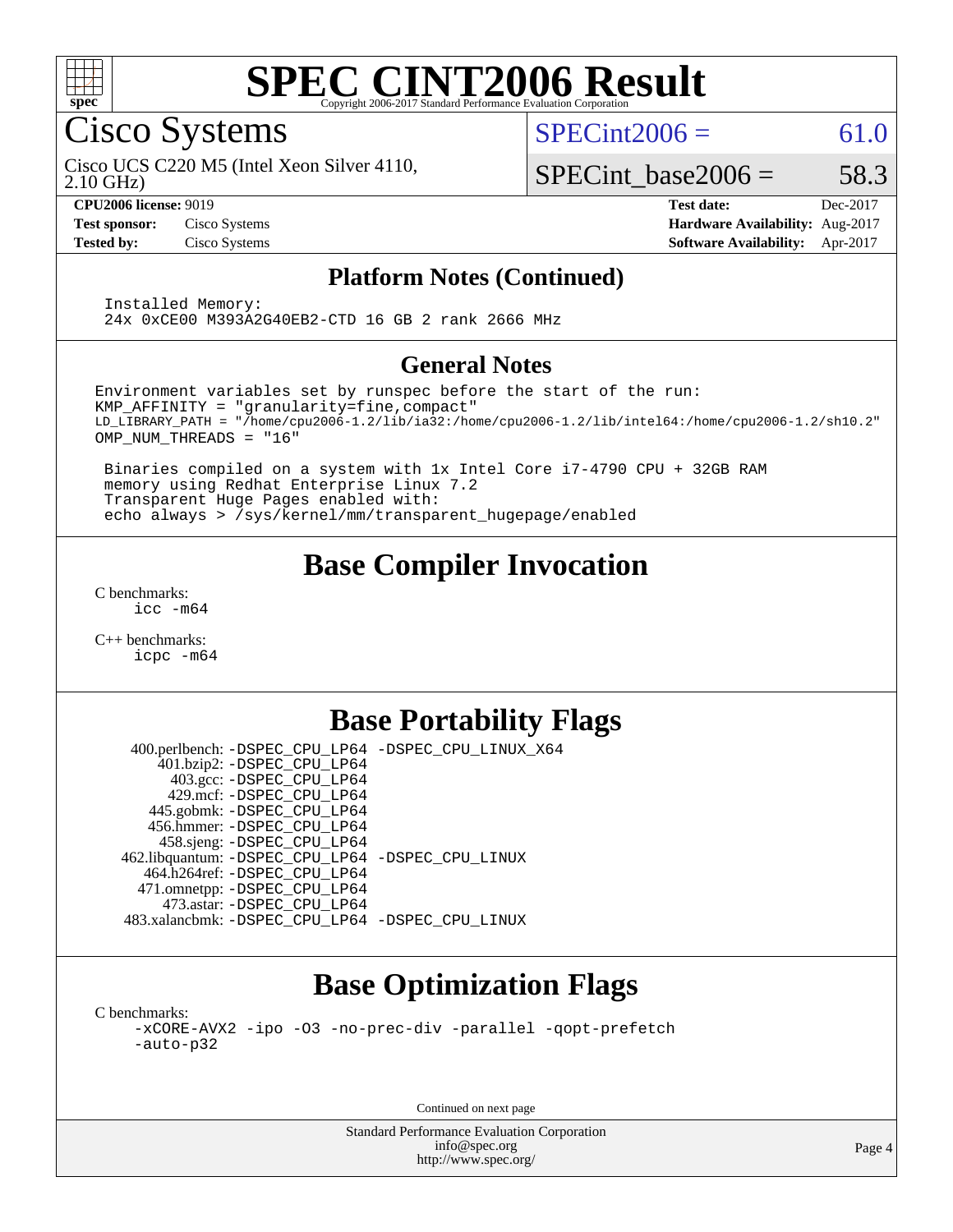# SPEC CINT2006 Result

Copyright 2006-2017 Standard Performance Evaluation Corporation

## Cisco Systems

Cisco UCS C220 M5 (Intel Xeon Silver 4110, 2.10 GHz)

SPECint2006 = 61.0

SPECint_base2006 = 58.3

| | | | |
|---|---|---|---|
| **CPU2006 license:** 9019 | | **Test date:** | Dec-2017 |
| **Test sponsor:** | Cisco Systems | **Hardware Availability:** | Aug-2017 |
| **Tested by:** | Cisco Systems | **Software Availability:** | Apr-2017 |

### Platform Notes (Continued)

```
Installed Memory:
24x 0xCE00 M393A2G40EB2-CTD 16 GB 2 rank 2666 MHz
```

### General Notes

```
Environment variables set by runspec before the start of the run:
KMP_AFFINITY = "granularity=fine,compact"
LD_LIBRARY_PATH = "/home/cpu2006-1.2/lib/ia32:/home/cpu2006-1.2/lib/intel64:/home/cpu2006-1.2/sh10.2"
OMP_NUM_THREADS = "16"

 Binaries compiled on a system with 1x Intel Core i7-4790 CPU + 32GB RAM
 memory using Redhat Enterprise Linux 7.2
 Transparent Huge Pages enabled with:
 echo always > /sys/kernel/mm/transparent_hugepage/enabled
```

## Base Compiler Invocation

C benchmarks:
```
icc -m64
```

C++ benchmarks:
```
icpc -m64
```

## Base Portability Flags

| Benchmark | Flags |
|---|---|
| 400.perlbench: | -DSPEC_CPU_LP64 -DSPEC_CPU_LINUX_X64 |
| 401.bzip2: | -DSPEC_CPU_LP64 |
| 403.gcc: | -DSPEC_CPU_LP64 |
| 429.mcf: | -DSPEC_CPU_LP64 |
| 445.gobmk: | -DSPEC_CPU_LP64 |
| 456.hmmer: | -DSPEC_CPU_LP64 |
| 458.sjeng: | -DSPEC_CPU_LP64 |
| 462.libquantum: | -DSPEC_CPU_LP64 -DSPEC_CPU_LINUX |
| 464.h264ref: | -DSPEC_CPU_LP64 |
| 471.omnetpp: | -DSPEC_CPU_LP64 |
| 473.astar: | -DSPEC_CPU_LP64 |
| 483.xalancbmk: | -DSPEC_CPU_LP64 -DSPEC_CPU_LINUX |

## Base Optimization Flags

C benchmarks:
```
-xCORE-AVX2 -ipo -O3 -no-prec-div -parallel -qopt-prefetch
-auto-p32
```

Continued on next page

Standard Performance Evaluation Corporation
info@spec.org
http://www.spec.org/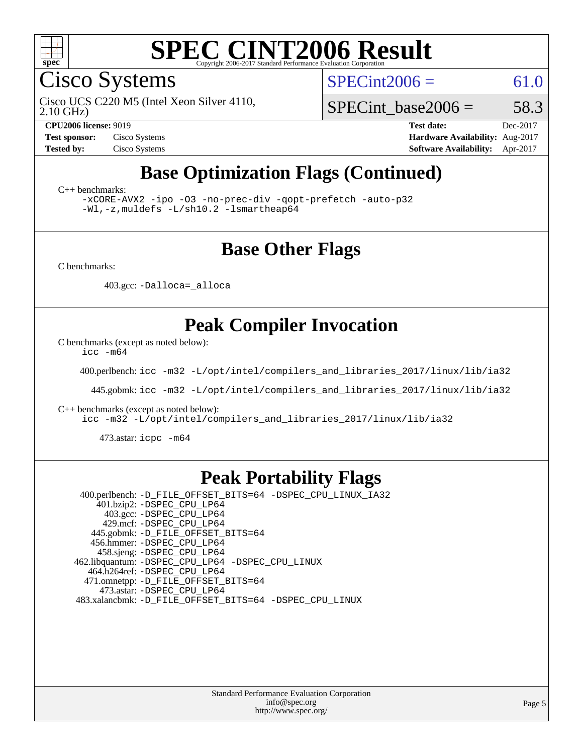# SPEC CINT2006 Result

Copyright 2006-2017 Standard Performance Evaluation Corporation

## Cisco Systems

Cisco UCS C220 M5 (Intel Xeon Silver 4110, 2.10 GHz)

SPECint2006 = 61.0

SPECint_base2006 = 58.3

**CPU2006 license:** 9019
**Test sponsor:** Cisco Systems
**Tested by:** Cisco Systems
**Test date:** Dec-2017
**Hardware Availability:** Aug-2017
**Software Availability:** Apr-2017

## Base Optimization Flags (Continued)

C++ benchmarks:

```
-xCORE-AVX2 -ipo -O3 -no-prec-div -qopt-prefetch -auto-p32
-Wl,-z,muldefs -L/sh10.2 -lsmartheap64
```

## Base Other Flags

C benchmarks:

403.gcc: `-Dalloca=_alloca`

## Peak Compiler Invocation

C benchmarks (except as noted below):

`icc -m64`

400.perlbench: `icc -m32 -L/opt/intel/compilers_and_libraries_2017/linux/lib/ia32`

445.gobmk: `icc -m32 -L/opt/intel/compilers_and_libraries_2017/linux/lib/ia32`

C++ benchmarks (except as noted below):

`icc -m32 -L/opt/intel/compilers_and_libraries_2017/linux/lib/ia32`

473.astar: `icpc -m64`

## Peak Portability Flags

400.perlbench: `-D_FILE_OFFSET_BITS=64 -DSPEC_CPU_LINUX_IA32`
401.bzip2: `-DSPEC_CPU_LP64`
403.gcc: `-DSPEC_CPU_LP64`
429.mcf: `-DSPEC_CPU_LP64`
445.gobmk: `-D_FILE_OFFSET_BITS=64`
456.hmmer: `-DSPEC_CPU_LP64`
458.sjeng: `-DSPEC_CPU_LP64`
462.libquantum: `-DSPEC_CPU_LP64 -DSPEC_CPU_LINUX`
464.h264ref: `-DSPEC_CPU_LP64`
471.omnetpp: `-D_FILE_OFFSET_BITS=64`
473.astar: `-DSPEC_CPU_LP64`
483.xalancbmk: `-D_FILE_OFFSET_BITS=64 -DSPEC_CPU_LINUX`

Standard Performance Evaluation Corporation
info@spec.org
http://www.spec.org/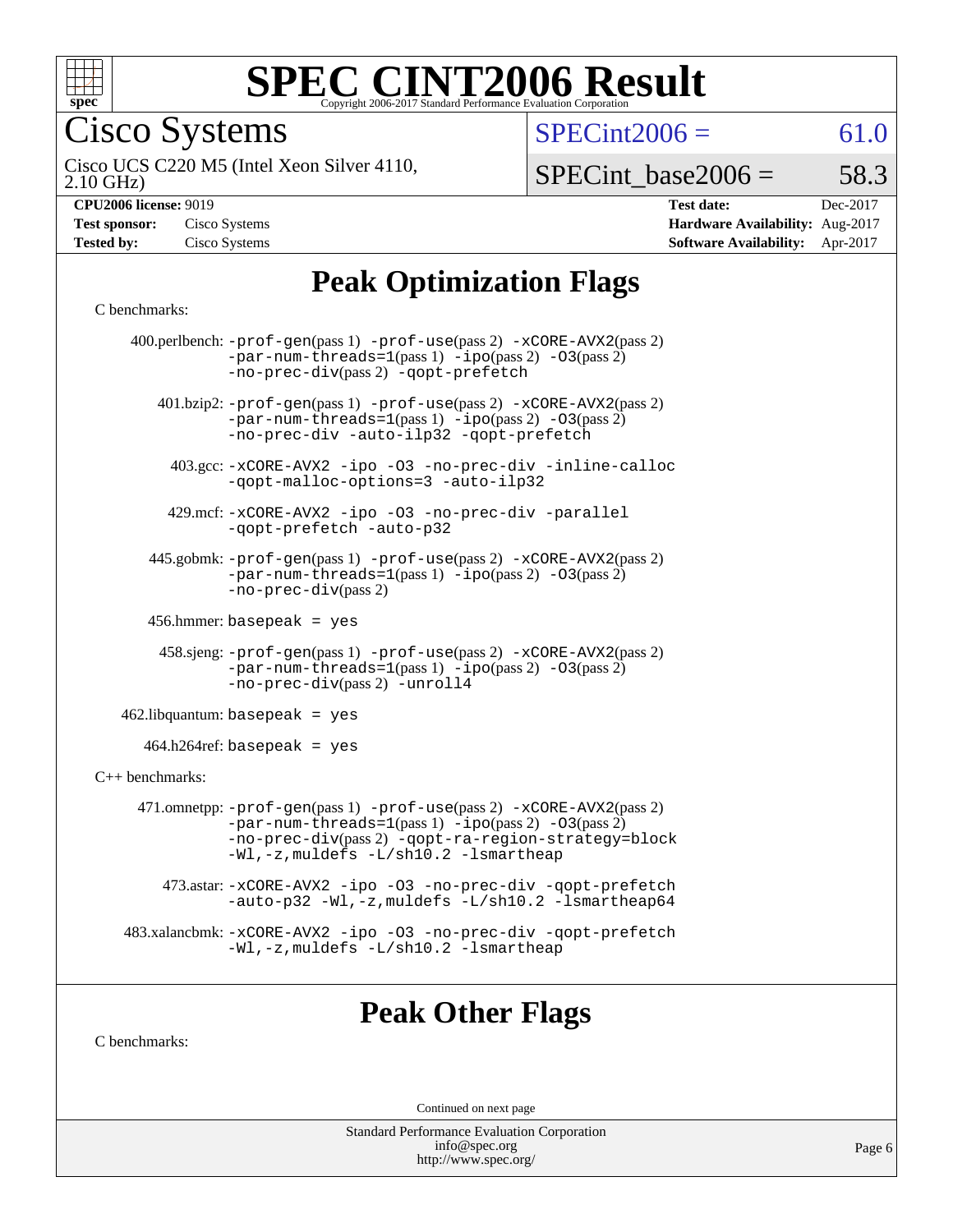# SPEC CINT2006 Result

Copyright 2006-2017 Standard Performance Evaluation Corporation

## Cisco Systems

Cisco UCS C220 M5 (Intel Xeon Silver 4110, 2.10 GHz)

SPECint2006 = 61.0

SPECint_base2006 = 58.3

| | | | |
|---|---|---|---|
| **CPU2006 license:** | 9019 | **Test date:** | Dec-2017 |
| **Test sponsor:** | Cisco Systems | **Hardware Availability:** | Aug-2017 |
| **Tested by:** | Cisco Systems | **Software Availability:** | Apr-2017 |

# Peak Optimization Flags

C benchmarks:

400.perlbench: -prof-gen(pass 1) -prof-use(pass 2) -xCORE-AVX2(pass 2) -par-num-threads=1(pass 1) -ipo(pass 2) -O3(pass 2) -no-prec-div(pass 2) -qopt-prefetch

401.bzip2: -prof-gen(pass 1) -prof-use(pass 2) -xCORE-AVX2(pass 2) -par-num-threads=1(pass 1) -ipo(pass 2) -O3(pass 2) -no-prec-div -auto-ilp32 -qopt-prefetch

403.gcc: -xCORE-AVX2 -ipo -O3 -no-prec-div -inline-calloc -qopt-malloc-options=3 -auto-ilp32

429.mcf: -xCORE-AVX2 -ipo -O3 -no-prec-div -parallel -qopt-prefetch -auto-p32

445.gobmk: -prof-gen(pass 1) -prof-use(pass 2) -xCORE-AVX2(pass 2) -par-num-threads=1(pass 1) -ipo(pass 2) -O3(pass 2) -no-prec-div(pass 2)

456.hmmer: basepeak = yes

458.sjeng: -prof-gen(pass 1) -prof-use(pass 2) -xCORE-AVX2(pass 2) -par-num-threads=1(pass 1) -ipo(pass 2) -O3(pass 2) -no-prec-div(pass 2) -unroll4

462.libquantum: basepeak = yes

464.h264ref: basepeak = yes

C++ benchmarks:

471.omnetpp: -prof-gen(pass 1) -prof-use(pass 2) -xCORE-AVX2(pass 2) -par-num-threads=1(pass 1) -ipo(pass 2) -O3(pass 2) -no-prec-div(pass 2) -qopt-ra-region-strategy=block -Wl,-z,muldefs -L/sh10.2 -lsmartheap

473.astar: -xCORE-AVX2 -ipo -O3 -no-prec-div -qopt-prefetch -auto-p32 -Wl,-z,muldefs -L/sh10.2 -lsmartheap64

483.xalancbmk: -xCORE-AVX2 -ipo -O3 -no-prec-div -qopt-prefetch -Wl,-z,muldefs -L/sh10.2 -lsmartheap

# Peak Other Flags

C benchmarks:

Continued on next page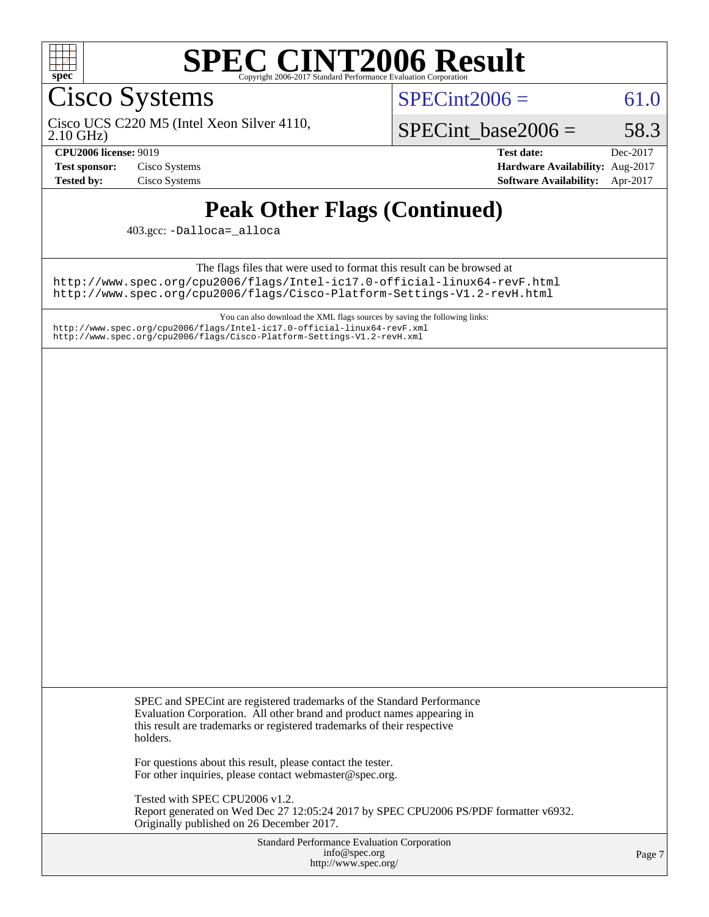# Peak Other Flags (Continued)

403.gcc: -Dalloca=_alloca

The flags files that were used to format this result can be browsed at
http://www.spec.org/cpu2006/flags/Intel-ic17.0-official-linux64-revF.html
http://www.spec.org/cpu2006/flags/Cisco-Platform-Settings-V1.2-revH.html

You can also download the XML flags sources by saving the following links:
http://www.spec.org/cpu2006/flags/Intel-ic17.0-official-linux64-revF.xml
http://www.spec.org/cpu2006/flags/Cisco-Platform-Settings-V1.2-revH.xml

SPEC and SPECint are registered trademarks of the Standard Performance Evaluation Corporation. All other brand and product names appearing in this result are trademarks or registered trademarks of their respective holders.

For questions about this result, please contact the tester.
For other inquiries, please contact webmaster@spec.org.

Tested with SPEC CPU2006 v1.2.
Report generated on Wed Dec 27 12:05:24 2017 by SPEC CPU2006 PS/PDF formatter v6932.
Originally published on 26 December 2017.